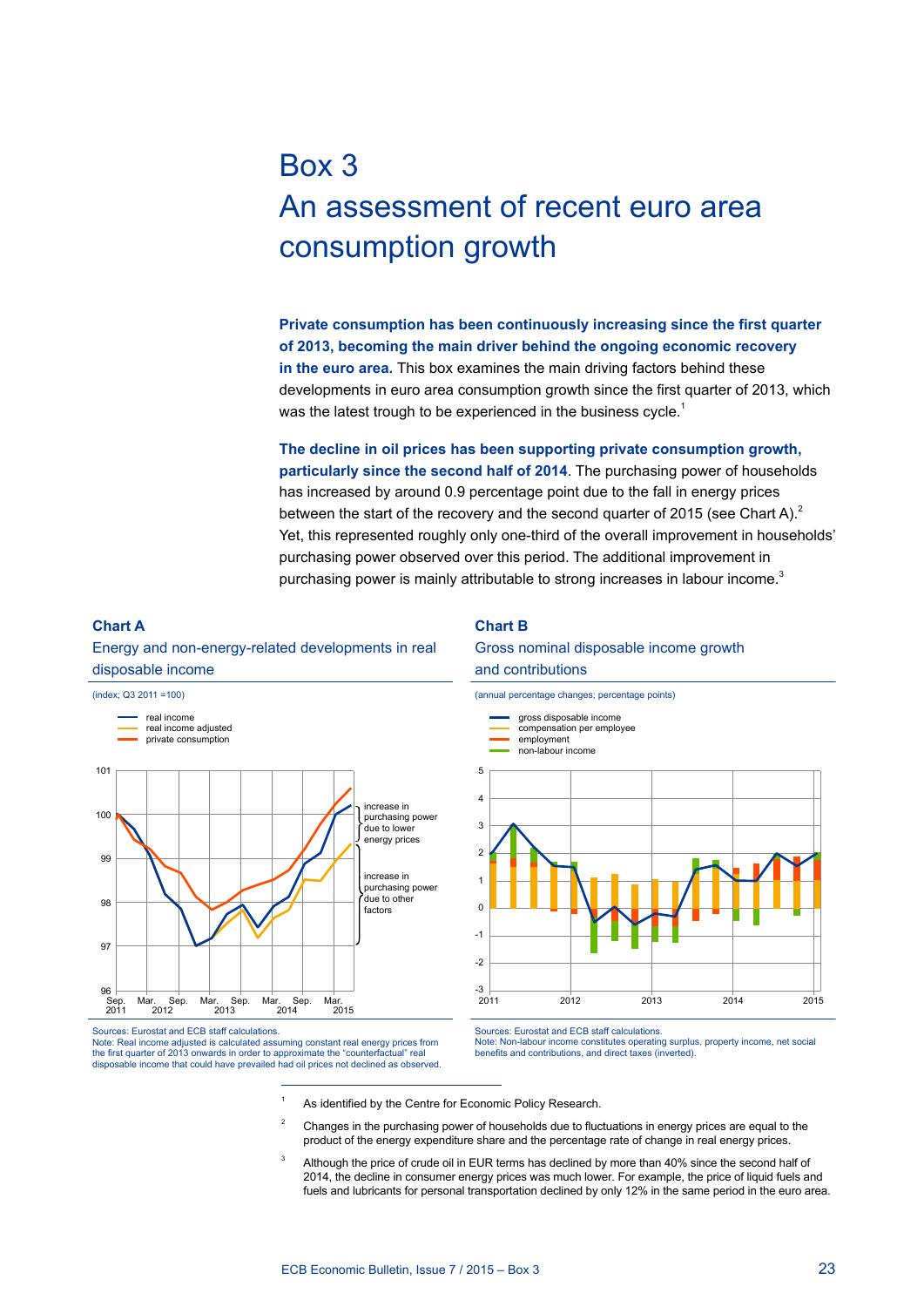# Box 3

# An assessment of recent euro area consumption growth

**Private consumption has been continuously increasing since the first quarter of 2013, becoming the main driver behind the ongoing economic recovery in the euro area.** This box examines the main driving factors behind these developments in euro area consumption growth since the first quarter of 2013, which was the latest trough to be experienced in the business cycle.[1]

**The decline in oil prices has been supporting private consumption growth, particularly since the second half of 2014**. The purchasing power of households has increased by around 0.9 percentage point due to the fall in energy prices between the start of the recovery and the second quarter of 2015 (see Chart A).[2] Yet, this represented roughly only one-third of the overall improvement in households' purchasing power observed over this period. The additional improvement in purchasing power is mainly attributable to strong increases in labour income.[3]

**Chart A**

Energy and non-energy-related developments in real disposable income

(index; Q3 2011 =100)

Sources: Eurostat and ECB staff calculations.
Note: Real income adjusted is calculated assuming constant real energy prices from the first quarter of 2013 onwards in order to approximate the "counterfactual" real disposable income that could have prevailed had oil prices not declined as observed.

**Chart B**

Gross nominal disposable income growth and contributions

(annual percentage changes; percentage points)

Sources: Eurostat and ECB staff calculations.
Note: Non-labour income constitutes operating surplus, property income, net social benefits and contributions, and direct taxes (inverted).

---

[1] As identified by the Centre for Economic Policy Research.

[2] Changes in the purchasing power of households due to fluctuations in energy prices are equal to the product of the energy expenditure share and the percentage rate of change in real energy prices.

[3] Although the price of crude oil in EUR terms has declined by more than 40% since the second half of 2014, the decline in consumer energy prices was much lower. For example, the price of liquid fuels and fuels and lubricants for personal transportation declined by only 12% in the same period in the euro area.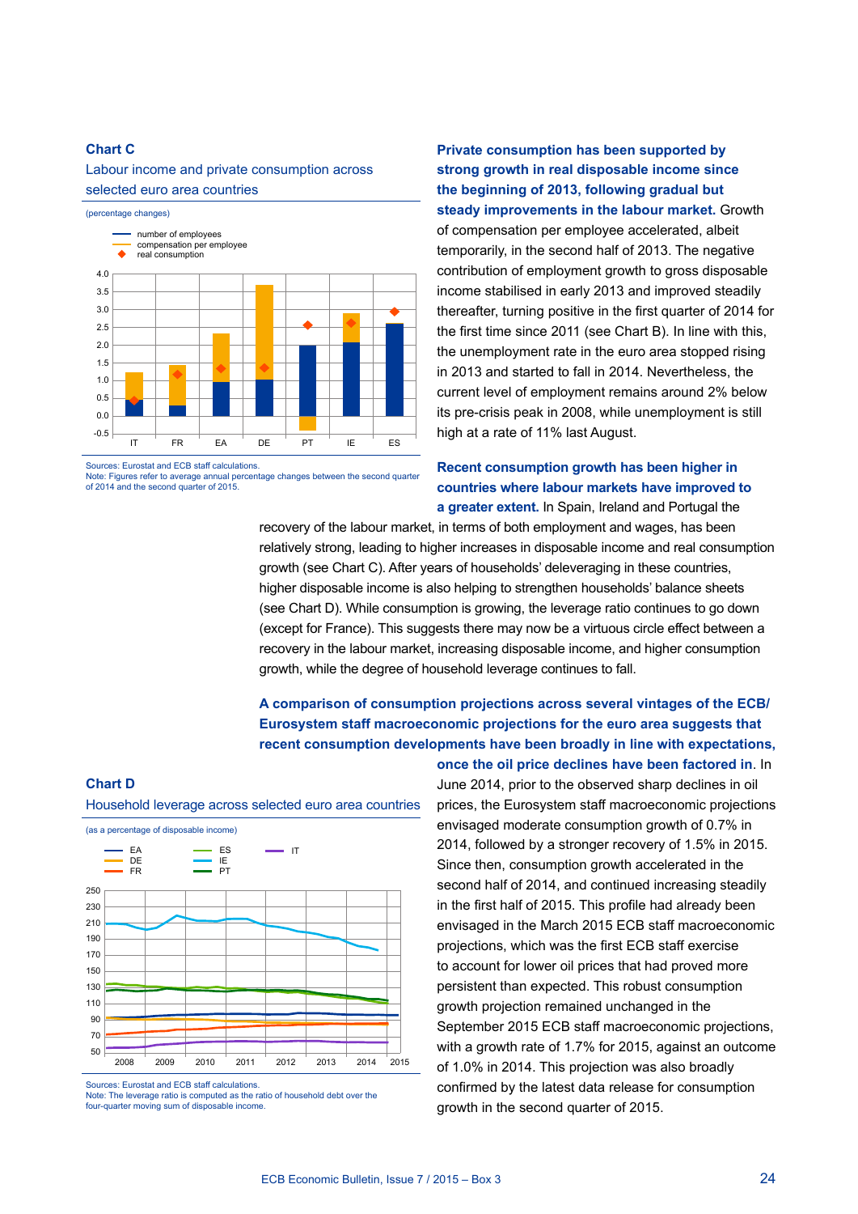**Chart C**

Labour income and private consumption across selected euro area countries

(percentage changes)

number of employees
compensation per employee
real consumption

4.0
3.5
3.0
2.5
2.0
1.5
1.0
0.5
0.0
-0.5

IT FR EA DE PT IE ES

Sources: Eurostat and ECB staff calculations.
Note: Figures refer to average annual percentage changes between the second quarter of 2014 and the second quarter of 2015.

**Private consumption has been supported by strong growth in real disposable income since the beginning of 2013, following gradual but steady improvements in the labour market.** Growth of compensation per employee accelerated, albeit temporarily, in the second half of 2013. The negative contribution of employment growth to gross disposable income stabilised in early 2013 and improved steadily thereafter, turning positive in the first quarter of 2014 for the first time since 2011 (see Chart B). In line with this, the unemployment rate in the euro area stopped rising in 2013 and started to fall in 2014. Nevertheless, the current level of employment remains around 2% below its pre-crisis peak in 2008, while unemployment is still high at a rate of 11% last August.

**Recent consumption growth has been higher in countries where labour markets have improved to a greater extent.** In Spain, Ireland and Portugal the recovery of the labour market, in terms of both employment and wages, has been relatively strong, leading to higher increases in disposable income and real consumption growth (see Chart C). After years of households' deleveraging in these countries, higher disposable income is also helping to strengthen households' balance sheets (see Chart D). While consumption is growing, the leverage ratio continues to go down (except for France). This suggests there may now be a virtuous circle effect between a recovery in the labour market, increasing disposable income, and higher consumption growth, while the degree of household leverage continues to fall.

**A comparison of consumption projections across several vintages of the ECB/Eurosystem staff macroeconomic projections for the euro area suggests that recent consumption developments have been broadly in line with expectations, once the oil price declines have been factored in.** In June 2014, prior to the observed sharp declines in oil prices, the Eurosystem staff macroeconomic projections envisaged moderate consumption growth of 0.7% in 2014, followed by a stronger recovery of 1.5% in 2015. Since then, consumption growth accelerated in the second half of 2014, and continued increasing steadily in the first half of 2015. This profile had already been envisaged in the March 2015 ECB staff macroeconomic projections, which was the first ECB staff exercise to account for lower oil prices that had proved more persistent than expected. This robust consumption growth projection remained unchanged in the September 2015 ECB staff macroeconomic projections, with a growth rate of 1.7% for 2015, against an outcome of 1.0% in 2014. This projection was also broadly confirmed by the latest data release for consumption growth in the second quarter of 2015.

**Chart D**

Household leverage across selected euro area countries

(as a percentage of disposable income)

EA
DE
FR
ES
IE
PT
IT

250
230
210
190
170
150
130
110
90
70
50

2008 2009 2010 2011 2012 2013 2014 2015

Sources: Eurostat and ECB staff calculations.
Note: The leverage ratio is computed as the ratio of household debt over the four-quarter moving sum of disposable income.